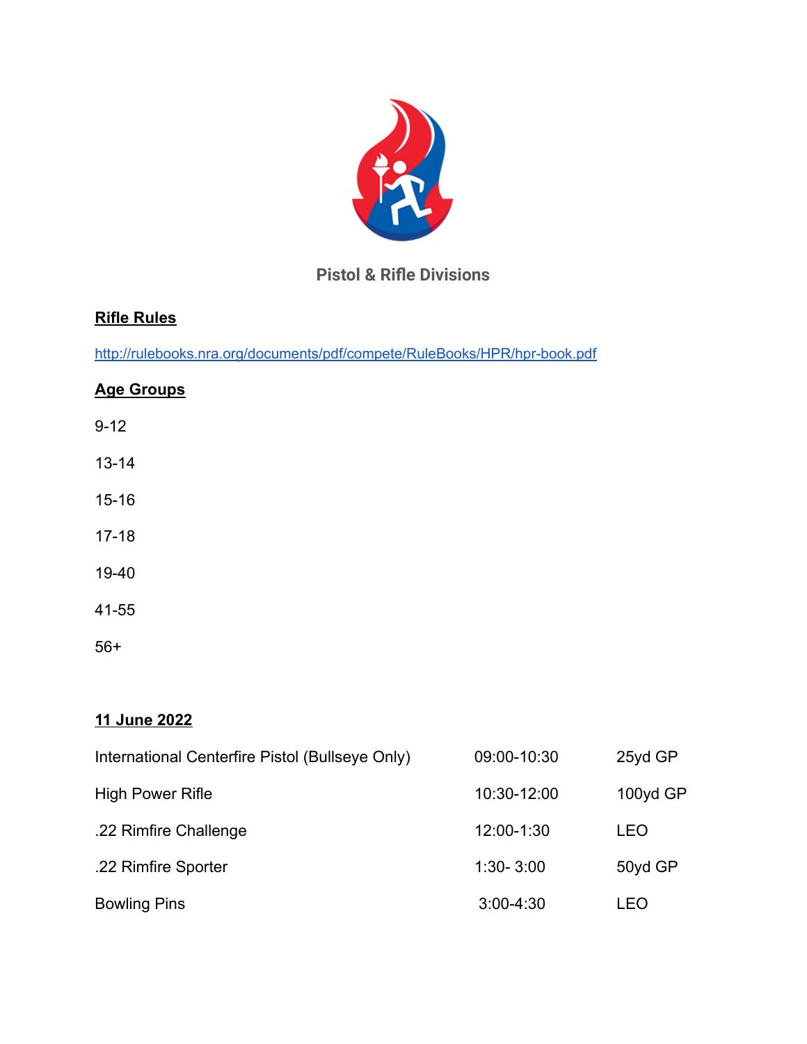## Pistol & Rifle Divisions

**Rifle Rules**

http://rulebooks.nra.org/documents/pdf/compete/RuleBooks/HPR/hpr-book.pdf

**Age Groups**

9-12

13-14

15-16

17-18

19-40

41-55

56+

**11 June 2022**

| | | |
|---|---|---|
| International Centerfire Pistol (Bullseye Only) | 09:00-10:30 | 25yd GP |
| High Power Rifle | 10:30-12:00 | 100yd GP |
| .22 Rimfire Challenge | 12:00-1:30 | LEO |
| .22 Rimfire Sporter | 1:30- 3:00 | 50yd GP |
| Bowling Pins | 3:00-4:30 | LEO |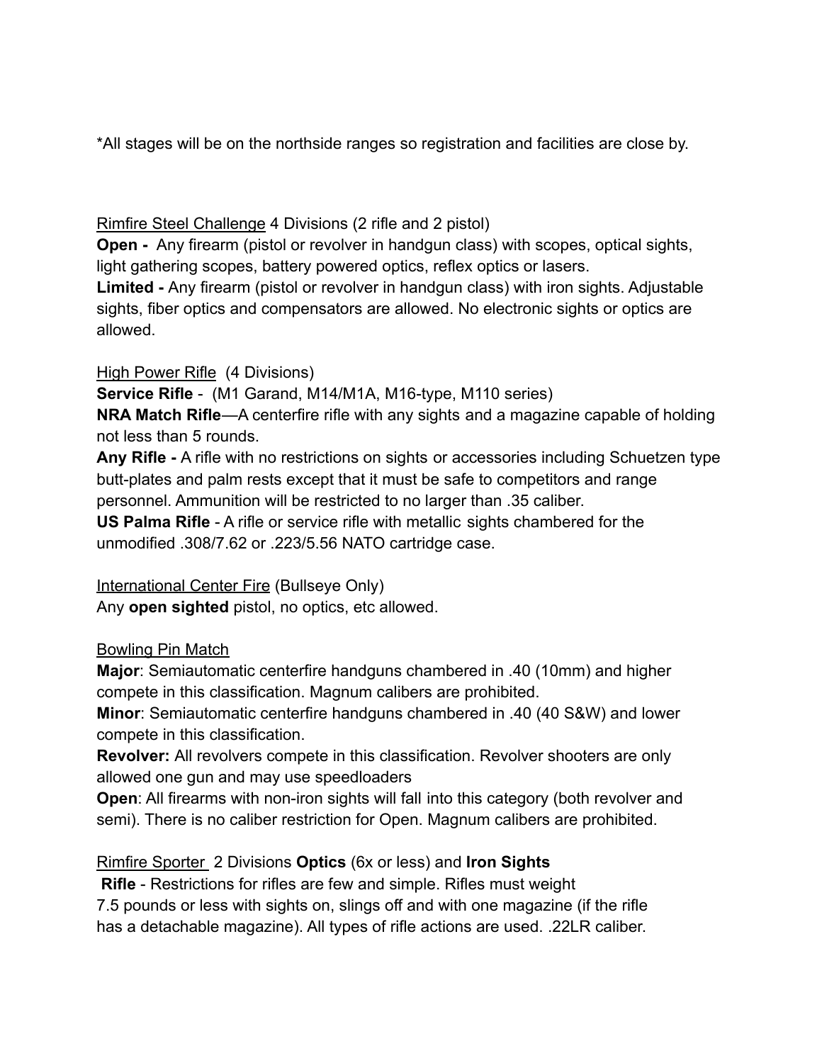*All stages will be on the northside ranges so registration and facilities are close by.

<u>Rimfire Steel Challenge</u> 4 Divisions (2 rifle and 2 pistol)

**Open -** Any firearm (pistol or revolver in handgun class) with scopes, optical sights, light gathering scopes, battery powered optics, reflex optics or lasers.

**Limited -** Any firearm (pistol or revolver in handgun class) with iron sights. Adjustable sights, fiber optics and compensators are allowed. No electronic sights or optics are allowed.

<u>High Power Rifle</u> (4 Divisions)

**Service Rifle** - (M1 Garand, M14/M1A, M16-type, M110 series)

**NRA Match Rifle**—A centerfire rifle with any sights and a magazine capable of holding not less than 5 rounds.

**Any Rifle -** A rifle with no restrictions on sights or accessories including Schuetzen type butt-plates and palm rests except that it must be safe to competitors and range personnel. Ammunition will be restricted to no larger than .35 caliber.

**US Palma Rifle** - A rifle or service rifle with metallic sights chambered for the unmodified .308/7.62 or .223/5.56 NATO cartridge case.

<u>International Center Fire</u> (Bullseye Only)

Any **open sighted** pistol, no optics, etc allowed.

<u>Bowling Pin Match</u>

**Major**: Semiautomatic centerfire handguns chambered in .40 (10mm) and higher compete in this classification. Magnum calibers are prohibited.

**Minor**: Semiautomatic centerfire handguns chambered in .40 (40 S&W) and lower compete in this classification.

**Revolver:** All revolvers compete in this classification. Revolver shooters are only allowed one gun and may use speedloaders

**Open**: All firearms with non-iron sights will fall into this category (both revolver and semi). There is no caliber restriction for Open. Magnum calibers are prohibited.

<u>Rimfire Sporter</u> 2 Divisions **Optics** (6x or less) and **Iron Sights**

**Rifle** - Restrictions for rifles are few and simple. Rifles must weight 7.5 pounds or less with sights on, slings off and with one magazine (if the rifle has a detachable magazine). All types of rifle actions are used. .22LR caliber.